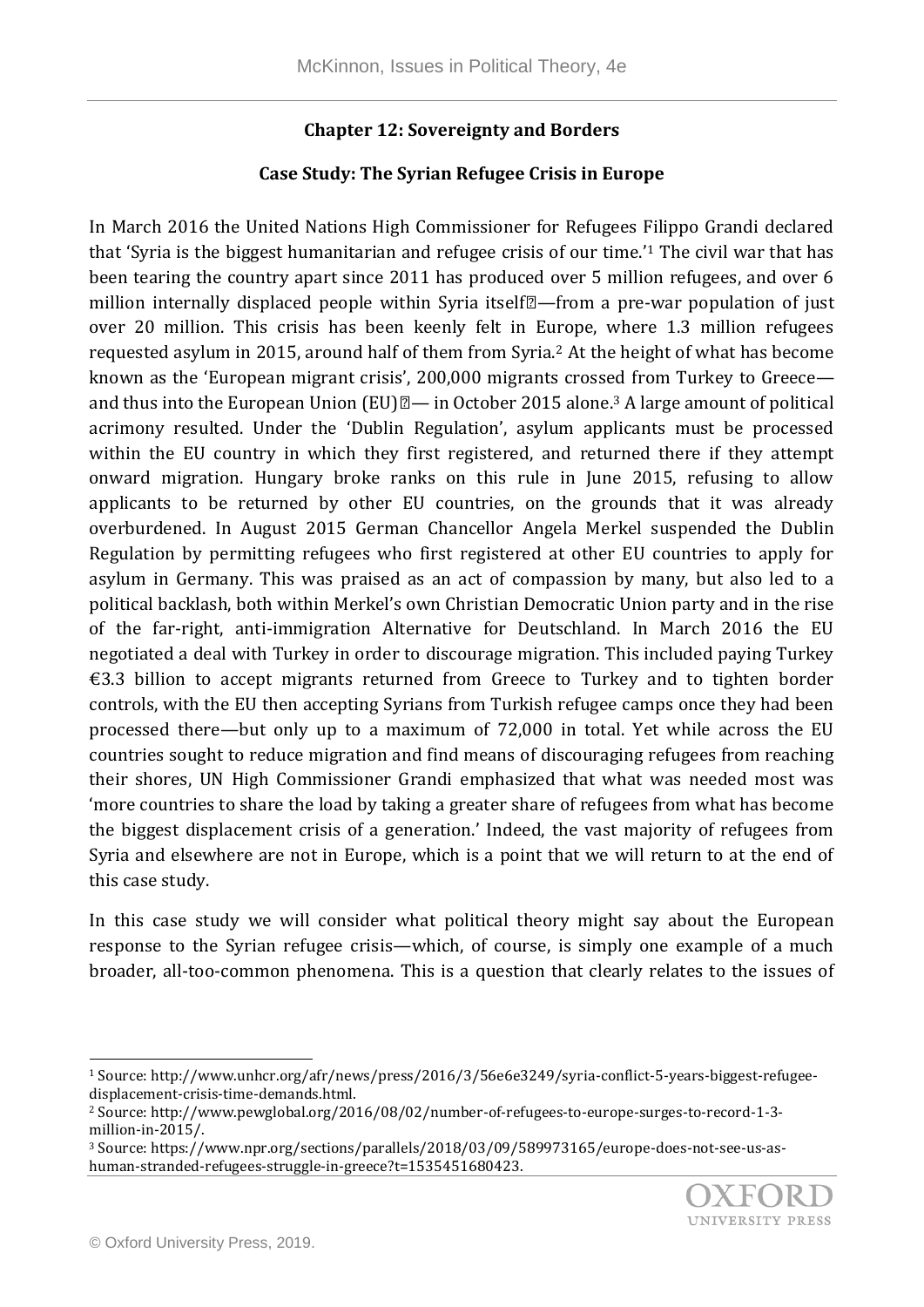## Chapter 12: Sovereignty and Borders

### Case Study: The Syrian Refugee Crisis in Europe

In March 2016 the United Nations High Commissioner for Refugees Filippo Grandi declared that 'Syria is the biggest humanitarian and refugee crisis of our time.'[1] The civil war that has been tearing the country apart since 2011 has produced over 5 million refugees, and over 6 million internally displaced people within Syria itself—from a pre-war population of just over 20 million. This crisis has been keenly felt in Europe, where 1.3 million refugees requested asylum in 2015, around half of them from Syria.[2] At the height of what has become known as the 'European migrant crisis', 200,000 migrants crossed from Turkey to Greece—and thus into the European Union (EU)— in October 2015 alone.[3] A large amount of political acrimony resulted. Under the 'Dublin Regulation', asylum applicants must be processed within the EU country in which they first registered, and returned there if they attempt onward migration. Hungary broke ranks on this rule in June 2015, refusing to allow applicants to be returned by other EU countries, on the grounds that it was already overburdened. In August 2015 German Chancellor Angela Merkel suspended the Dublin Regulation by permitting refugees who first registered at other EU countries to apply for asylum in Germany. This was praised as an act of compassion by many, but also led to a political backlash, both within Merkel's own Christian Democratic Union party and in the rise of the far-right, anti-immigration Alternative for Deutschland. In March 2016 the EU negotiated a deal with Turkey in order to discourage migration. This included paying Turkey €3.3 billion to accept migrants returned from Greece to Turkey and to tighten border controls, with the EU then accepting Syrians from Turkish refugee camps once they had been processed there—but only up to a maximum of 72,000 in total. Yet while across the EU countries sought to reduce migration and find means of discouraging refugees from reaching their shores, UN High Commissioner Grandi emphasized that what was needed most was 'more countries to share the load by taking a greater share of refugees from what has become the biggest displacement crisis of a generation.' Indeed, the vast majority of refugees from Syria and elsewhere are not in Europe, which is a point that we will return to at the end of this case study.

In this case study we will consider what political theory might say about the European response to the Syrian refugee crisis—which, of course, is simply one example of a much broader, all-too-common phenomena. This is a question that clearly relates to the issues of

---

[1] Source: http://www.unhcr.org/afr/news/press/2016/3/56e6e3249/syria-conflict-5-years-biggest-refugee-displacement-crisis-time-demands.html.

[2] Source: http://www.pewglobal.org/2016/08/02/number-of-refugees-to-europe-surges-to-record-1-3-million-in-2015/.

[3] Source: https://www.npr.org/sections/parallels/2018/03/09/589973165/europe-does-not-see-us-as-human-stranded-refugees-struggle-in-greece?t=1535451680423.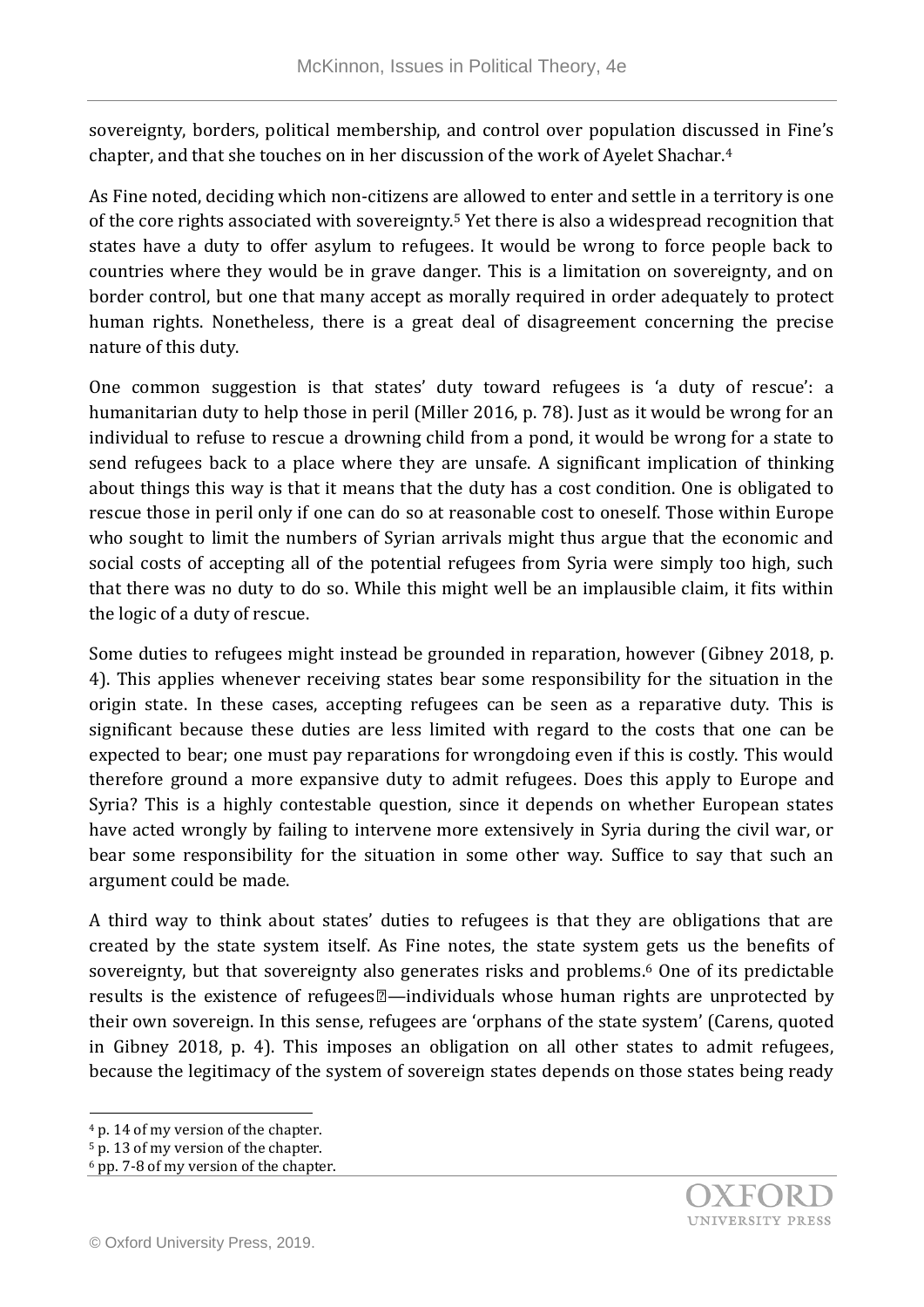sovereignty, borders, political membership, and control over population discussed in Fine's chapter, and that she touches on in her discussion of the work of Ayelet Shachar.[4]

As Fine noted, deciding which non-citizens are allowed to enter and settle in a territory is one of the core rights associated with sovereignty.[5] Yet there is also a widespread recognition that states have a duty to offer asylum to refugees. It would be wrong to force people back to countries where they would be in grave danger. This is a limitation on sovereignty, and on border control, but one that many accept as morally required in order adequately to protect human rights. Nonetheless, there is a great deal of disagreement concerning the precise nature of this duty.

One common suggestion is that states' duty toward refugees is 'a duty of rescue': a humanitarian duty to help those in peril (Miller 2016, p. 78). Just as it would be wrong for an individual to refuse to rescue a drowning child from a pond, it would be wrong for a state to send refugees back to a place where they are unsafe. A significant implication of thinking about things this way is that it means that the duty has a cost condition. One is obligated to rescue those in peril only if one can do so at reasonable cost to oneself. Those within Europe who sought to limit the numbers of Syrian arrivals might thus argue that the economic and social costs of accepting all of the potential refugees from Syria were simply too high, such that there was no duty to do so. While this might well be an implausible claim, it fits within the logic of a duty of rescue.

Some duties to refugees might instead be grounded in reparation, however (Gibney 2018, p. 4). This applies whenever receiving states bear some responsibility for the situation in the origin state. In these cases, accepting refugees can be seen as a reparative duty. This is significant because these duties are less limited with regard to the costs that one can be expected to bear; one must pay reparations for wrongdoing even if this is costly. This would therefore ground a more expansive duty to admit refugees. Does this apply to Europe and Syria? This is a highly contestable question, since it depends on whether European states have acted wrongly by failing to intervene more extensively in Syria during the civil war, or bear some responsibility for the situation in some other way. Suffice to say that such an argument could be made.

A third way to think about states' duties to refugees is that they are obligations that are created by the state system itself. As Fine notes, the state system gets us the benefits of sovereignty, but that sovereignty also generates risks and problems.[6] One of its predictable results is the existence of refugees—individuals whose human rights are unprotected by their own sovereign. In this sense, refugees are 'orphans of the state system' (Carens, quoted in Gibney 2018, p. 4). This imposes an obligation on all other states to admit refugees, because the legitimacy of the system of sovereign states depends on those states being ready

[4] p. 14 of my version of the chapter.

[5] p. 13 of my version of the chapter.

[6] pp. 7-8 of my version of the chapter.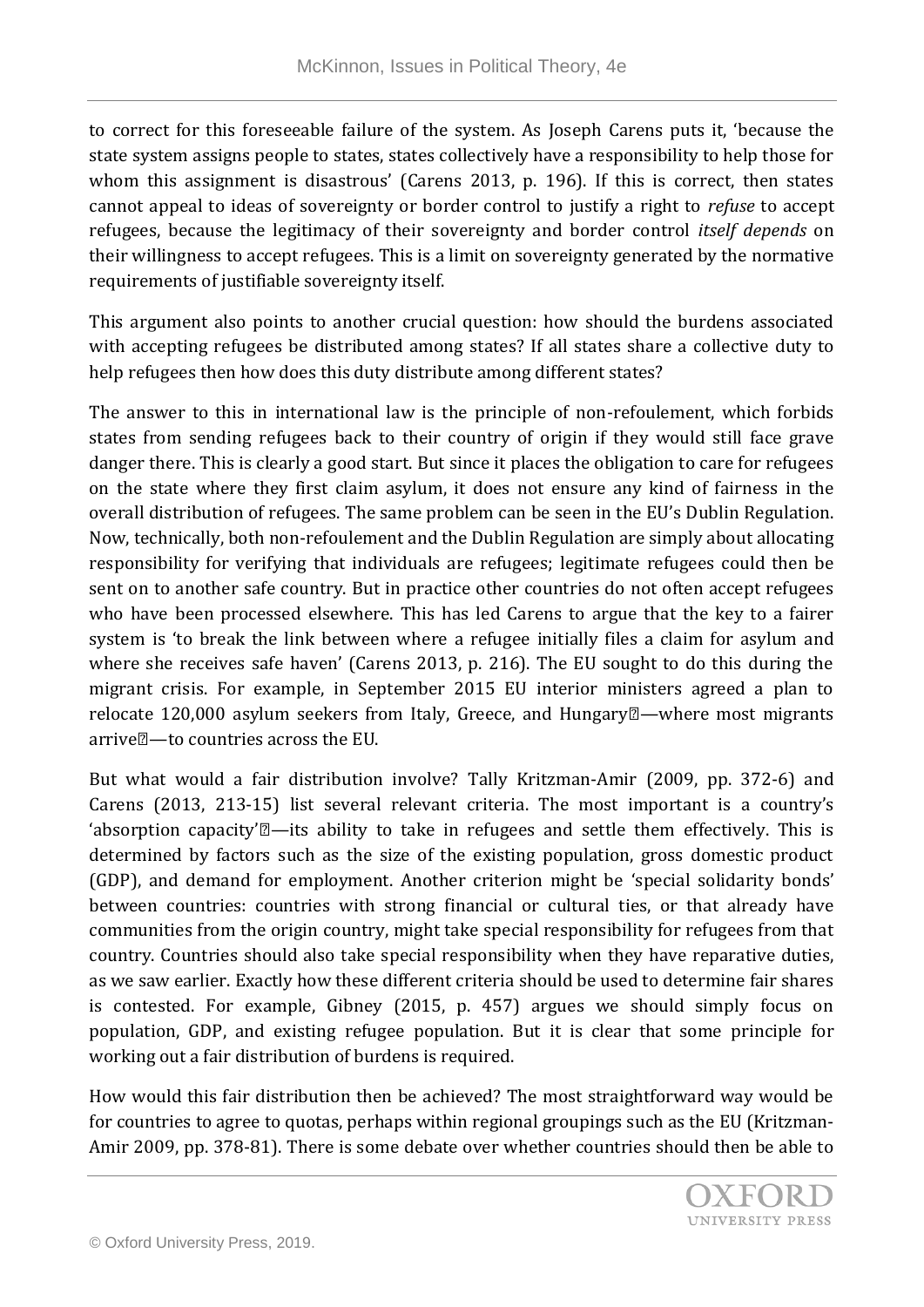to correct for this foreseeable failure of the system. As Joseph Carens puts it, 'because the state system assigns people to states, states collectively have a responsibility to help those for whom this assignment is disastrous' (Carens 2013, p. 196). If this is correct, then states cannot appeal to ideas of sovereignty or border control to justify a right to *refuse* to accept refugees, because the legitimacy of their sovereignty and border control *itself depends* on their willingness to accept refugees. This is a limit on sovereignty generated by the normative requirements of justifiable sovereignty itself.

This argument also points to another crucial question: how should the burdens associated with accepting refugees be distributed among states? If all states share a collective duty to help refugees then how does this duty distribute among different states?

The answer to this in international law is the principle of non-refoulement, which forbids states from sending refugees back to their country of origin if they would still face grave danger there. This is clearly a good start. But since it places the obligation to care for refugees on the state where they first claim asylum, it does not ensure any kind of fairness in the overall distribution of refugees. The same problem can be seen in the EU's Dublin Regulation. Now, technically, both non-refoulement and the Dublin Regulation are simply about allocating responsibility for verifying that individuals are refugees; legitimate refugees could then be sent on to another safe country. But in practice other countries do not often accept refugees who have been processed elsewhere. This has led Carens to argue that the key to a fairer system is 'to break the link between where a refugee initially files a claim for asylum and where she receives safe haven' (Carens 2013, p. 216). The EU sought to do this during the migrant crisis. For example, in September 2015 EU interior ministers agreed a plan to relocate 120,000 asylum seekers from Italy, Greece, and Hungary—where most migrants arrive—to countries across the EU.

But what would a fair distribution involve? Tally Kritzman-Amir (2009, pp. 372-6) and Carens (2013, 213-15) list several relevant criteria. The most important is a country's 'absorption capacity'—its ability to take in refugees and settle them effectively. This is determined by factors such as the size of the existing population, gross domestic product (GDP), and demand for employment. Another criterion might be 'special solidarity bonds' between countries: countries with strong financial or cultural ties, or that already have communities from the origin country, might take special responsibility for refugees from that country. Countries should also take special responsibility when they have reparative duties, as we saw earlier. Exactly how these different criteria should be used to determine fair shares is contested. For example, Gibney (2015, p. 457) argues we should simply focus on population, GDP, and existing refugee population. But it is clear that some principle for working out a fair distribution of burdens is required.

How would this fair distribution then be achieved? The most straightforward way would be for countries to agree to quotas, perhaps within regional groupings such as the EU (Kritzman-Amir 2009, pp. 378-81). There is some debate over whether countries should then be able to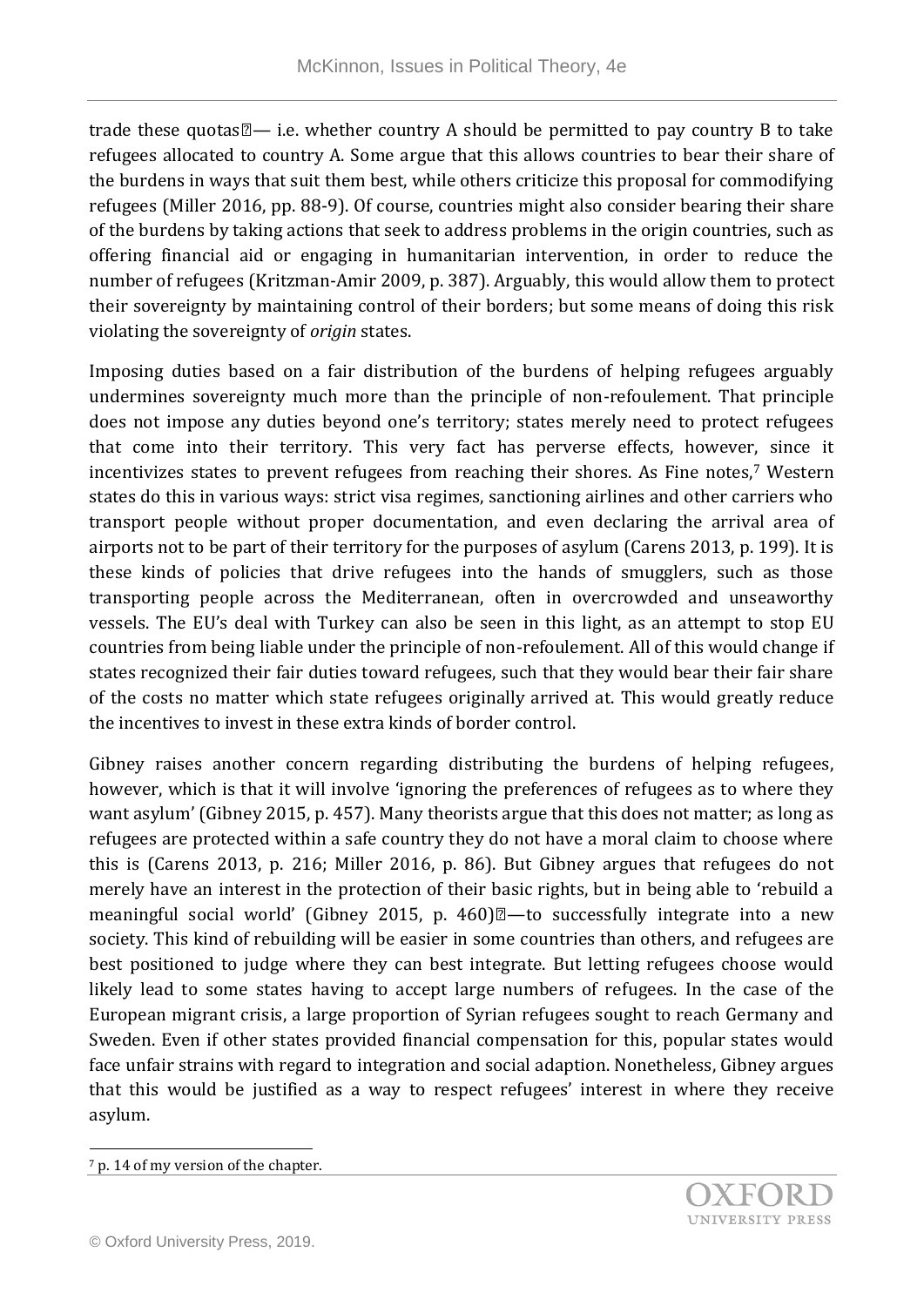trade these quotas — i.e. whether country A should be permitted to pay country B to take refugees allocated to country A. Some argue that this allows countries to bear their share of the burdens in ways that suit them best, while others criticize this proposal for commodifying refugees (Miller 2016, pp. 88-9). Of course, countries might also consider bearing their share of the burdens by taking actions that seek to address problems in the origin countries, such as offering financial aid or engaging in humanitarian intervention, in order to reduce the number of refugees (Kritzman-Amir 2009, p. 387). Arguably, this would allow them to protect their sovereignty by maintaining control of their borders; but some means of doing this risk violating the sovereignty of *origin* states.

Imposing duties based on a fair distribution of the burdens of helping refugees arguably undermines sovereignty much more than the principle of non-refoulement. That principle does not impose any duties beyond one's territory; states merely need to protect refugees that come into their territory. This very fact has perverse effects, however, since it incentivizes states to prevent refugees from reaching their shores. As Fine notes,[7] Western states do this in various ways: strict visa regimes, sanctioning airlines and other carriers who transport people without proper documentation, and even declaring the arrival area of airports not to be part of their territory for the purposes of asylum (Carens 2013, p. 199). It is these kinds of policies that drive refugees into the hands of smugglers, such as those transporting people across the Mediterranean, often in overcrowded and unseaworthy vessels. The EU's deal with Turkey can also be seen in this light, as an attempt to stop EU countries from being liable under the principle of non-refoulement. All of this would change if states recognized their fair duties toward refugees, such that they would bear their fair share of the costs no matter which state refugees originally arrived at. This would greatly reduce the incentives to invest in these extra kinds of border control.

Gibney raises another concern regarding distributing the burdens of helping refugees, however, which is that it will involve 'ignoring the preferences of refugees as to where they want asylum' (Gibney 2015, p. 457). Many theorists argue that this does not matter; as long as refugees are protected within a safe country they do not have a moral claim to choose where this is (Carens 2013, p. 216; Miller 2016, p. 86). But Gibney argues that refugees do not merely have an interest in the protection of their basic rights, but in being able to 'rebuild a meaningful social world' (Gibney 2015, p. 460)—to successfully integrate into a new society. This kind of rebuilding will be easier in some countries than others, and refugees are best positioned to judge where they can best integrate. But letting refugees choose would likely lead to some states having to accept large numbers of refugees. In the case of the European migrant crisis, a large proportion of Syrian refugees sought to reach Germany and Sweden. Even if other states provided financial compensation for this, popular states would face unfair strains with regard to integration and social adaption. Nonetheless, Gibney argues that this would be justified as a way to respect refugees' interest in where they receive asylum.

[7] p. 14 of my version of the chapter.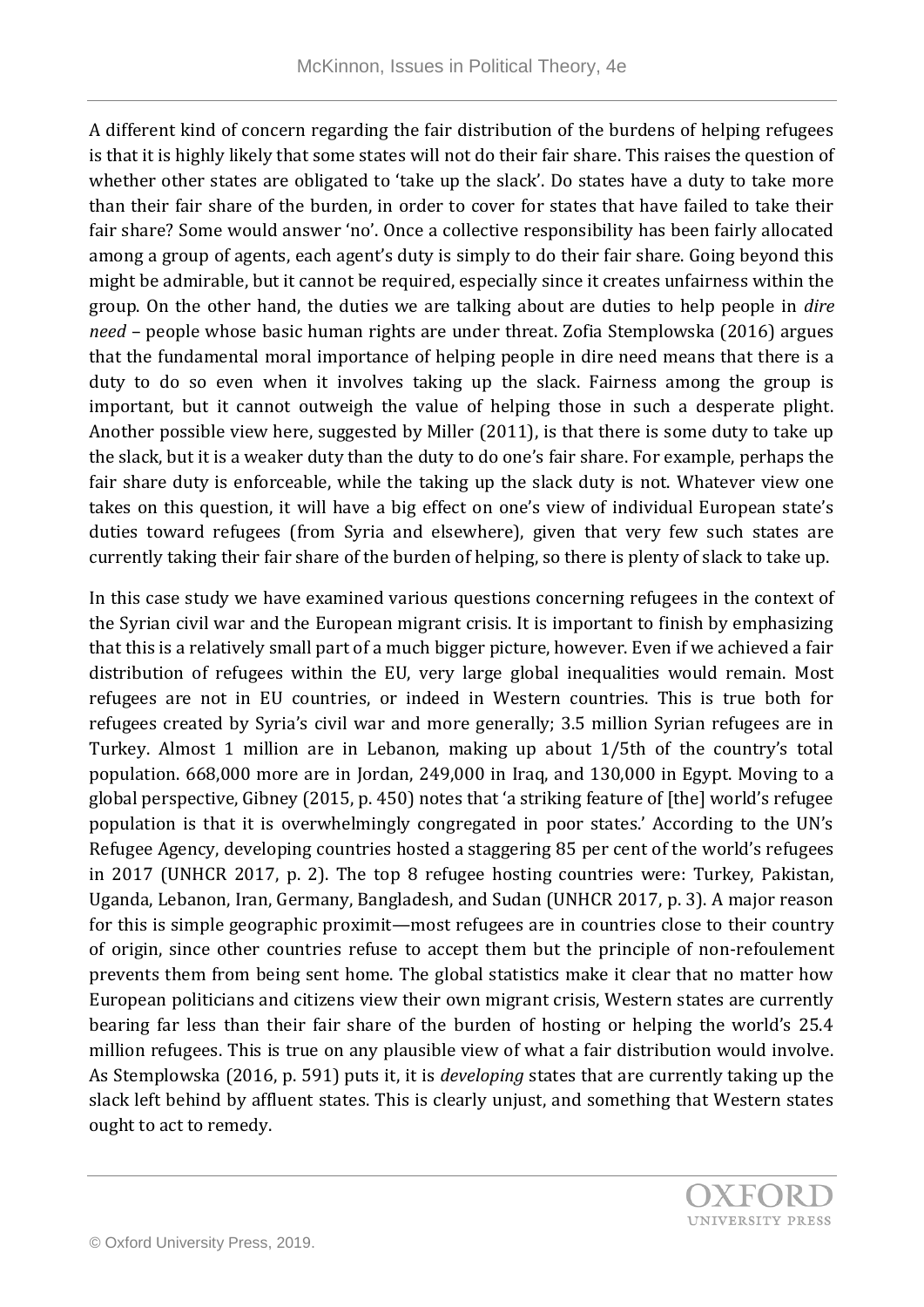A different kind of concern regarding the fair distribution of the burdens of helping refugees is that it is highly likely that some states will not do their fair share. This raises the question of whether other states are obligated to 'take up the slack'. Do states have a duty to take more than their fair share of the burden, in order to cover for states that have failed to take their fair share? Some would answer 'no'. Once a collective responsibility has been fairly allocated among a group of agents, each agent's duty is simply to do their fair share. Going beyond this might be admirable, but it cannot be required, especially since it creates unfairness within the group. On the other hand, the duties we are talking about are duties to help people in *dire need* – people whose basic human rights are under threat. Zofia Stemplowska (2016) argues that the fundamental moral importance of helping people in dire need means that there is a duty to do so even when it involves taking up the slack. Fairness among the group is important, but it cannot outweigh the value of helping those in such a desperate plight. Another possible view here, suggested by Miller (2011), is that there is some duty to take up the slack, but it is a weaker duty than the duty to do one's fair share. For example, perhaps the fair share duty is enforceable, while the taking up the slack duty is not. Whatever view one takes on this question, it will have a big effect on one's view of individual European state's duties toward refugees (from Syria and elsewhere), given that very few such states are currently taking their fair share of the burden of helping, so there is plenty of slack to take up.

In this case study we have examined various questions concerning refugees in the context of the Syrian civil war and the European migrant crisis. It is important to finish by emphasizing that this is a relatively small part of a much bigger picture, however. Even if we achieved a fair distribution of refugees within the EU, very large global inequalities would remain. Most refugees are not in EU countries, or indeed in Western countries. This is true both for refugees created by Syria's civil war and more generally; 3.5 million Syrian refugees are in Turkey. Almost 1 million are in Lebanon, making up about 1/5th of the country's total population. 668,000 more are in Jordan, 249,000 in Iraq, and 130,000 in Egypt. Moving to a global perspective, Gibney (2015, p. 450) notes that 'a striking feature of [the] world's refugee population is that it is overwhelmingly congregated in poor states.' According to the UN's Refugee Agency, developing countries hosted a staggering 85 per cent of the world's refugees in 2017 (UNHCR 2017, p. 2). The top 8 refugee hosting countries were: Turkey, Pakistan, Uganda, Lebanon, Iran, Germany, Bangladesh, and Sudan (UNHCR 2017, p. 3). A major reason for this is simple geographic proximit—most refugees are in countries close to their country of origin, since other countries refuse to accept them but the principle of non-refoulement prevents them from being sent home. The global statistics make it clear that no matter how European politicians and citizens view their own migrant crisis, Western states are currently bearing far less than their fair share of the burden of hosting or helping the world's 25.4 million refugees. This is true on any plausible view of what a fair distribution would involve. As Stemplowska (2016, p. 591) puts it, it is *developing* states that are currently taking up the slack left behind by affluent states. This is clearly unjust, and something that Western states ought to act to remedy.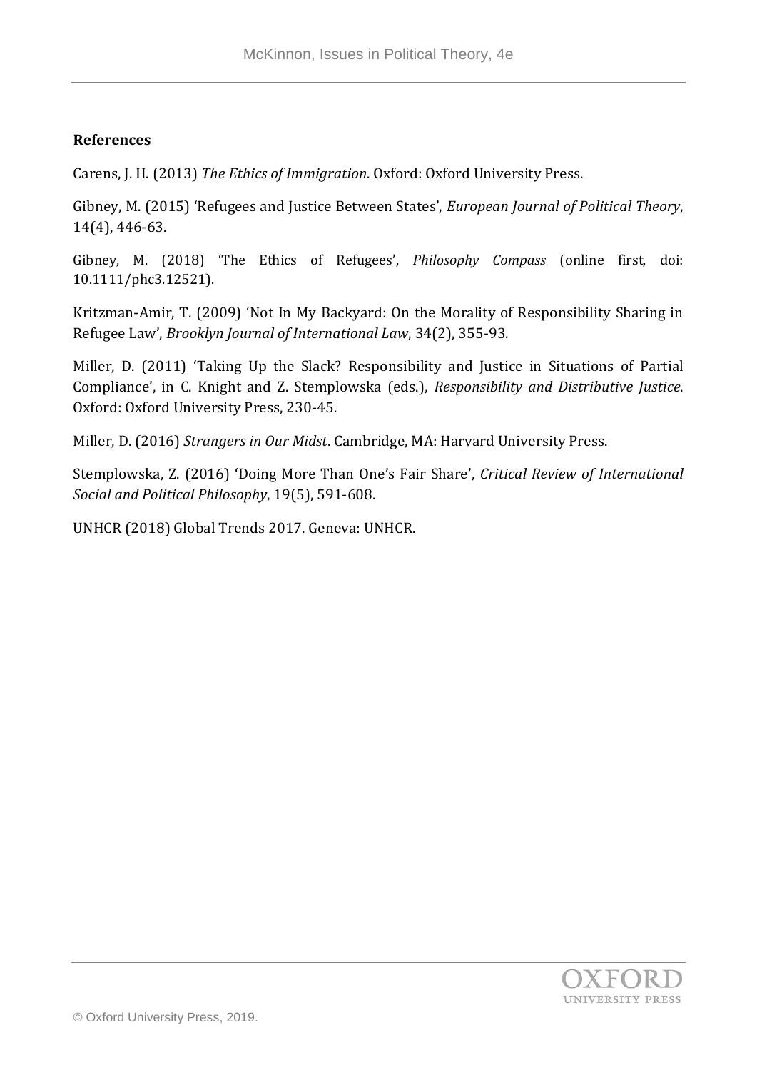**References**

Carens, J. H. (2013) *The Ethics of Immigration*. Oxford: Oxford University Press.

Gibney, M. (2015) 'Refugees and Justice Between States', *European Journal of Political Theory*, 14(4), 446-63.

Gibney, M. (2018) 'The Ethics of Refugees', *Philosophy Compass* (online first, doi: 10.1111/phc3.12521).

Kritzman-Amir, T. (2009) 'Not In My Backyard: On the Morality of Responsibility Sharing in Refugee Law', *Brooklyn Journal of International Law*, 34(2), 355-93.

Miller, D. (2011) 'Taking Up the Slack? Responsibility and Justice in Situations of Partial Compliance', in C. Knight and Z. Stemplowska (eds.), *Responsibility and Distributive Justice*. Oxford: Oxford University Press, 230-45.

Miller, D. (2016) *Strangers in Our Midst*. Cambridge, MA: Harvard University Press.

Stemplowska, Z. (2016) 'Doing More Than One's Fair Share', *Critical Review of International Social and Political Philosophy*, 19(5), 591-608.

UNHCR (2018) Global Trends 2017. Geneva: UNHCR.